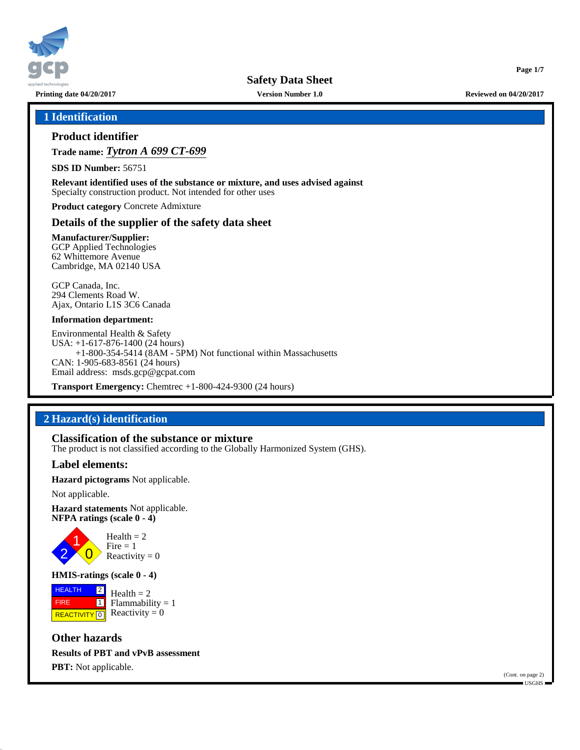Safety Data Sheet

Printing date 04/20/2017 | Version Number 1.0 | Reviewed on 04/20/2017

## 1 Identification

### Product identifier

**Trade name:** ***Tytron A 699 CT-699***

**SDS ID Number:** 56751

**Relevant identified uses of the substance or mixture, and uses advised against**
Specialty construction product. Not intended for other uses

**Product category** Concrete Admixture

### Details of the supplier of the safety data sheet

**Manufacturer/Supplier:**
GCP Applied Technologies
62 Whittemore Avenue
Cambridge, MA 02140 USA

GCP Canada, Inc.
294 Clements Road W.
Ajax, Ontario L1S 3C6 Canada

**Information department:**

Environmental Health & Safety
USA: +1-617-876-1400 (24 hours)
+1-800-354-5414 (8AM - 5PM) Not functional within Massachusetts
CAN: 1-905-683-8561 (24 hours)
Email address: msds.gcp@gcpat.com

**Transport Emergency:** Chemtrec +1-800-424-9300 (24 hours)

## 2 Hazard(s) identification

### Classification of the substance or mixture

The product is not classified according to the Globally Harmonized System (GHS).

### Label elements:

**Hazard pictograms** Not applicable.

Not applicable.

**Hazard statements** Not applicable.

**NFPA ratings (scale 0 - 4)**

Health = 2
Fire = 1
Reactivity = 0

**HMIS-ratings (scale 0 - 4)**

| | |
|---|---|
| HEALTH | 2 |
| FIRE | 1 |
| REACTIVITY | 0 |

Health = 2
Flammability = 1
Reactivity = 0

### Other hazards

**Results of PBT and vPvB assessment**

**PBT:** Not applicable.

(Cont. on page 2)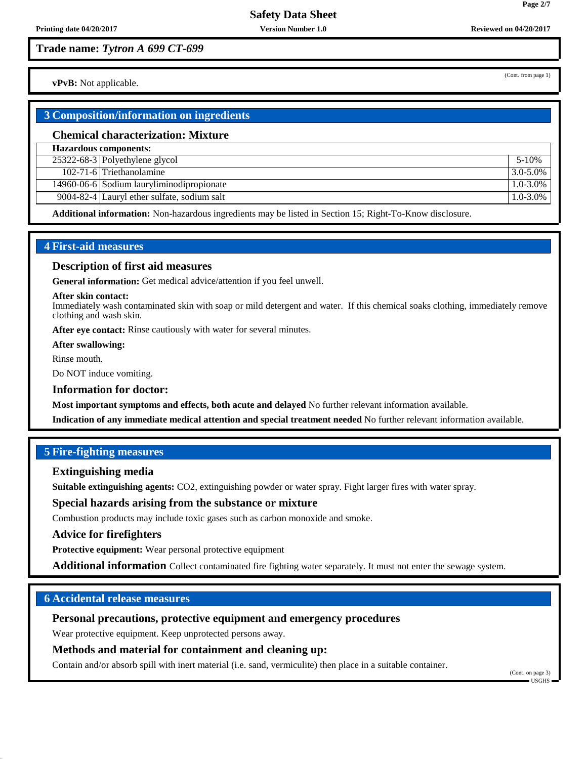**Trade name:** ***Tytron A 699 CT-699***

(Cont. from page 1)

**vPvB:** Not applicable.

## 3 Composition/information on ingredients

### Chemical characterization: Mixture

| Hazardous components: | | |
|---|---|---|
| 25322-68-3 | Polyethylene glycol | 5-10% |
| 102-71-6 | Triethanolamine | 3.0-5.0% |
| 14960-06-6 | Sodium lauryliminodipropionate | 1.0-3.0% |
| 9004-82-4 | Lauryl ether sulfate, sodium salt | 1.0-3.0% |

**Additional information:** Non-hazardous ingredients may be listed in Section 15; Right-To-Know disclosure.

## 4 First-aid measures

### Description of first aid measures

**General information:** Get medical advice/attention if you feel unwell.

**After skin contact:**
Immediately wash contaminated skin with soap or mild detergent and water. If this chemical soaks clothing, immediately remove clothing and wash skin.

**After eye contact:** Rinse cautiously with water for several minutes.

**After swallowing:**

Rinse mouth.

Do NOT induce vomiting.

### Information for doctor:

**Most important symptoms and effects, both acute and delayed** No further relevant information available.

**Indication of any immediate medical attention and special treatment needed** No further relevant information available.

## 5 Fire-fighting measures

### Extinguishing media

**Suitable extinguishing agents:** $CO_2$, extinguishing powder or water spray. Fight larger fires with water spray.

### Special hazards arising from the substance or mixture

Combustion products may include toxic gases such as carbon monoxide and smoke.

### Advice for firefighters

**Protective equipment:** Wear personal protective equipment

**Additional information** Collect contaminated fire fighting water separately. It must not enter the sewage system.

## 6 Accidental release measures

### Personal precautions, protective equipment and emergency procedures

Wear protective equipment. Keep unprotected persons away.

### Methods and material for containment and cleaning up:

Contain and/or absorb spill with inert material (i.e. sand, vermiculite) then place in a suitable container.

(Cont. on page 3)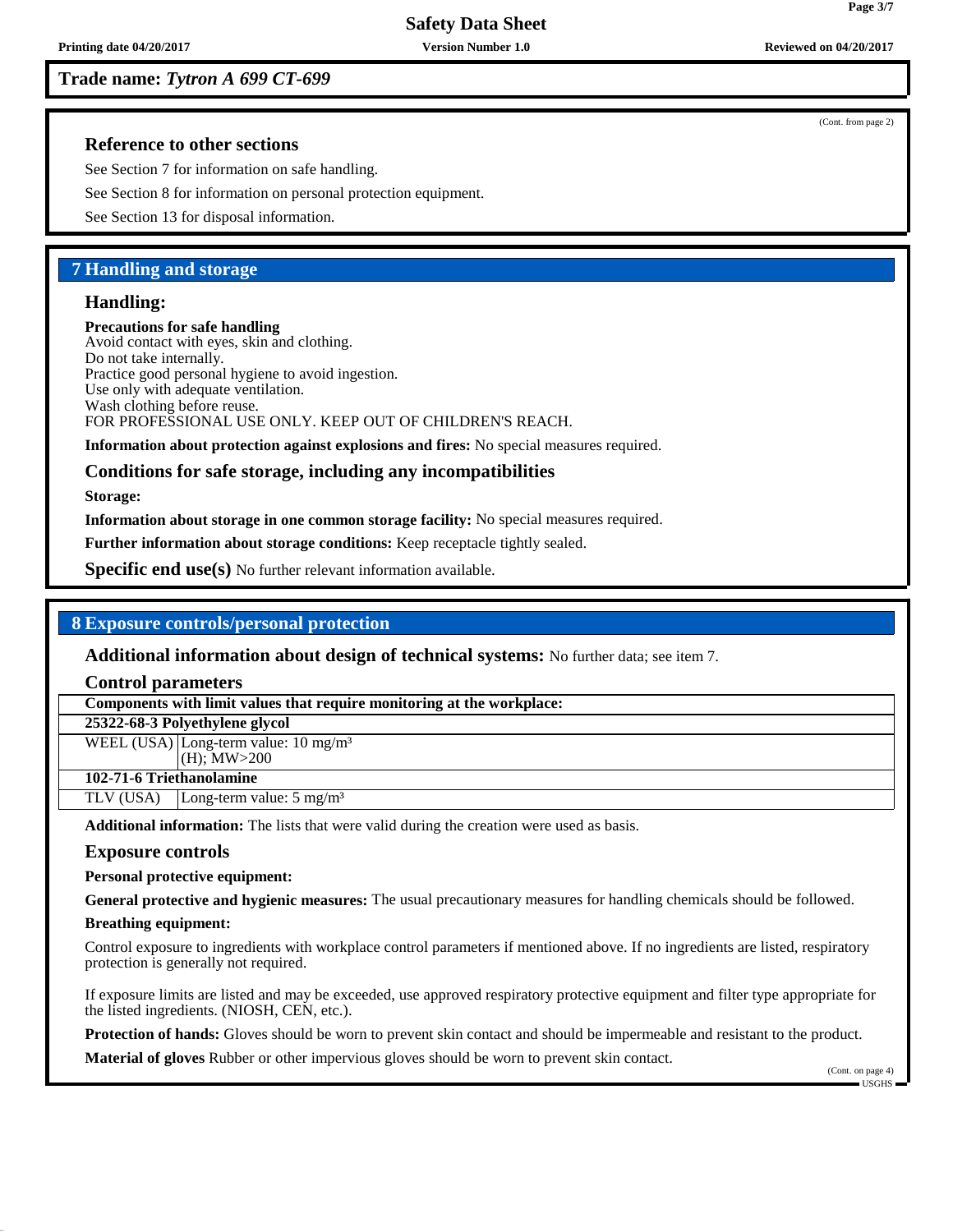**Trade name:** ***Tytron A 699 CT-699***

(Cont. from page 2)

### Reference to other sections

See Section 7 for information on safe handling.

See Section 8 for information on personal protection equipment.

See Section 13 for disposal information.

## 7 Handling and storage

### Handling:

**Precautions for safe handling**
Avoid contact with eyes, skin and clothing.
Do not take internally.
Practice good personal hygiene to avoid ingestion.
Use only with adequate ventilation.
Wash clothing before reuse.
FOR PROFESSIONAL USE ONLY. KEEP OUT OF CHILDREN'S REACH.

**Information about protection against explosions and fires:** No special measures required.

### Conditions for safe storage, including any incompatibilities

**Storage:**

**Information about storage in one common storage facility:** No special measures required.

**Further information about storage conditions:** Keep receptacle tightly sealed.

**Specific end use(s)** No further relevant information available.

## 8 Exposure controls/personal protection

**Additional information about design of technical systems:** No further data; see item 7.

### Control parameters

| Components with limit values that require monitoring at the workplace: | |
|---|---|
| **25322-68-3 Polyethylene glycol** | |
| WEEL (USA) | Long-term value: 10 mg/m³<br>(H); MW>200 |
| **102-71-6 Triethanolamine** | |
| TLV (USA) | Long-term value: 5 mg/m³ |

**Additional information:** The lists that were valid during the creation were used as basis.

### Exposure controls

**Personal protective equipment:**

**General protective and hygienic measures:** The usual precautionary measures for handling chemicals should be followed.

**Breathing equipment:**

Control exposure to ingredients with workplace control parameters if mentioned above. If no ingredients are listed, respiratory protection is generally not required.

If exposure limits are listed and may be exceeded, use approved respiratory protective equipment and filter type appropriate for the listed ingredients. (NIOSH, CEN, etc.).

**Protection of hands:** Gloves should be worn to prevent skin contact and should be impermeable and resistant to the product.

**Material of gloves** Rubber or other impervious gloves should be worn to prevent skin contact.

(Cont. on page 4)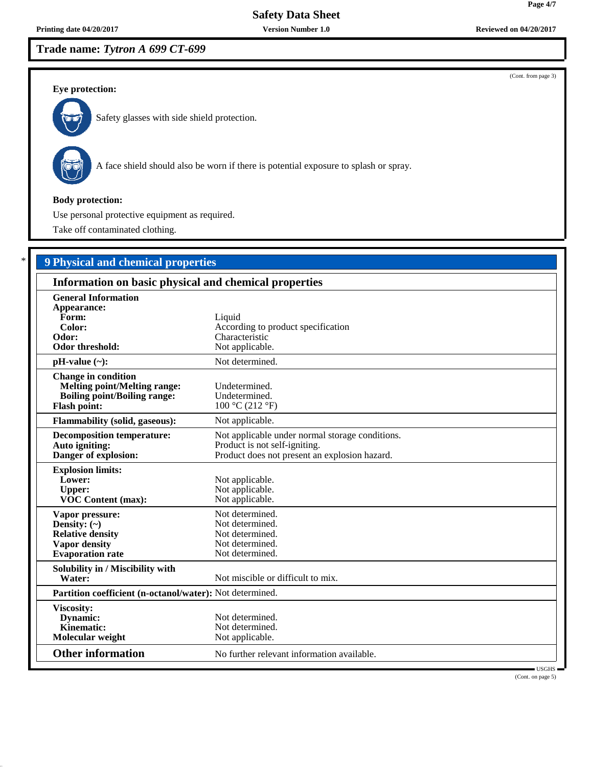## Trade name: *Tytron A 699 CT-699*

(Cont. from page 3)

**Eye protection:**

Safety glasses with side shield protection.

A face shield should also be worn if there is potential exposure to splash or spray.

**Body protection:**

Use personal protective equipment as required.

Take off contaminated clothing.

## 9 Physical and chemical properties

### Information on basic physical and chemical properties

| | |
|---|---|
| **General Information** | |
| **Appearance:** | |
| **Form:** | Liquid |
| **Color:** | According to product specification |
| **Odor:** | Characteristic |
| **Odor threshold:** | Not applicable. |
| **pH-value (~):** | Not determined. |
| **Change in condition** | |
| **Melting point/Melting range:** | Undetermined. |
| **Boiling point/Boiling range:** | Undetermined. |
| **Flash point:** | 100 °C (212 °F) |
| **Flammability (solid, gaseous):** | Not applicable. |
| **Decomposition temperature:** | Not applicable under normal storage conditions. |
| **Auto igniting:** | Product is not self-igniting. |
| **Danger of explosion:** | Product does not present an explosion hazard. |
| **Explosion limits:** | |
| **Lower:** | Not applicable. |
| **Upper:** | Not applicable. |
| **VOC Content (max):** | Not applicable. |
| **Vapor pressure:** | Not determined. |
| **Density: (~)** | Not determined. |
| **Relative density** | Not determined. |
| **Vapor density** | Not determined. |
| **Evaporation rate** | Not determined. |
| **Solubility in / Miscibility with** | |
| **Water:** | Not miscible or difficult to mix. |
| **Partition coefficient (n-octanol/water):** | Not determined. |
| **Viscosity:** | |
| **Dynamic:** | Not determined. |
| **Kinematic:** | Not determined. |
| **Molecular weight** | Not applicable. |
| **Other information** | No further relevant information available. |

(Cont. on page 5)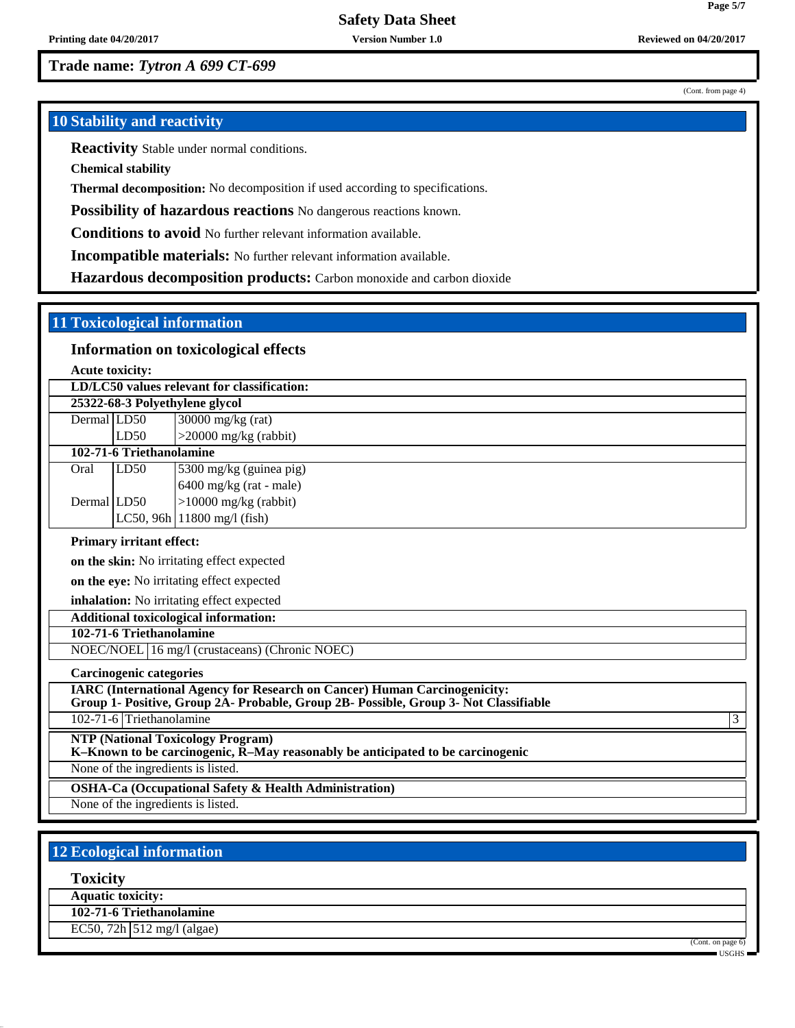**Trade name: *Tytron A 699 CT-699***

(Cont. from page 4)

## 10 Stability and reactivity

**Reactivity** Stable under normal conditions.

**Chemical stability**

**Thermal decomposition:** No decomposition if used according to specifications.

**Possibility of hazardous reactions** No dangerous reactions known.

**Conditions to avoid** No further relevant information available.

**Incompatible materials:** No further relevant information available.

**Hazardous decomposition products:** Carbon monoxide and carbon dioxide

## 11 Toxicological information

### Information on toxicological effects

**Acute toxicity:**

| **LD/LC50 values relevant for classification:** | | |
|---|---|---|
| **25322-68-3 Polyethylene glycol** | | |
| Dermal | LD50 | 30000 mg/kg (rat) |
| | LD50 | >20000 mg/kg (rabbit) |
| **102-71-6 Triethanolamine** | | |
| Oral | LD50 | 5300 mg/kg (guinea pig) |
| | | 6400 mg/kg (rat - male) |
| Dermal | LD50 | >10000 mg/kg (rabbit) |
| | LC50, 96h | 11800 mg/l (fish) |

**Primary irritant effect:**

**on the skin:** No irritating effect expected

**on the eye:** No irritating effect expected

**inhalation:** No irritating effect expected

| **Additional toxicological information:** | |
|---|---|
| **102-71-6 Triethanolamine** | |
| NOEC/NOEL | 16 mg/l (crustaceans) (Chronic NOEC) |

**Carcinogenic categories**

| **IARC (International Agency for Research on Cancer) Human Carcinogenicity: Group 1- Positive, Group 2A- Probable, Group 2B- Possible, Group 3- Not Classifiable** | | |
|---|---|---|
| 102-71-6 | Triethanolamine | 3 |

| **NTP (National Toxicology Program) K–Known to be carcinogenic, R–May reasonably be anticipated to be carcinogenic** |
|---|
| None of the ingredients is listed. |

| **OSHA-Ca (Occupational Safety & Health Administration)** |
|---|
| None of the ingredients is listed. |

## 12 Ecological information

### Toxicity

| **Aquatic toxicity:** | |
|---|---|
| **102-71-6 Triethanolamine** | |
| EC50, 72h | 512 mg/l (algae) |

(Cont. on page 6)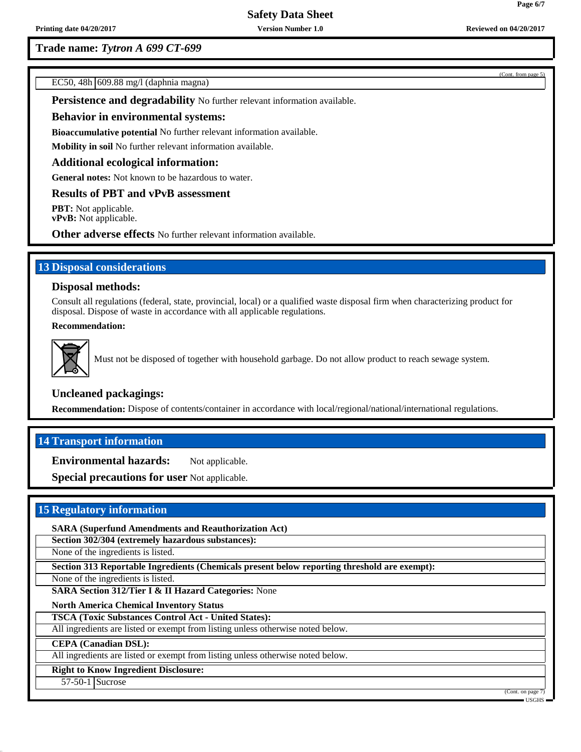**Trade name:** ***Tytron A 699 CT-699***

(Cont. from page 5)

| EC50, 48h | 609.88 mg/l (daphnia magna) |
|---|---|

**Persistence and degradability** No further relevant information available.

**Behavior in environmental systems:**

**Bioaccumulative potential** No further relevant information available.

**Mobility in soil** No further relevant information available.

**Additional ecological information:**

**General notes:** Not known to be hazardous to water.

**Results of PBT and vPvB assessment**

**PBT:** Not applicable.
**vPvB:** Not applicable.

**Other adverse effects** No further relevant information available.

## 13 Disposal considerations

**Disposal methods:**

Consult all regulations (federal, state, provincial, local) or a qualified waste disposal firm when characterizing product for disposal. Dispose of waste in accordance with all applicable regulations.

**Recommendation:**

Must not be disposed of together with household garbage. Do not allow product to reach sewage system.

**Uncleaned packagings:**

**Recommendation:** Dispose of contents/container in accordance with local/regional/national/international regulations.

## 14 Transport information

**Environmental hazards:** Not applicable.

**Special precautions for user** Not applicable.

## 15 Regulatory information

**SARA (Superfund Amendments and Reauthorization Act)**

**Section 302/304 (extremely hazardous substances):**

None of the ingredients is listed.

**Section 313 Reportable Ingredients (Chemicals present below reporting threshold are exempt):**

None of the ingredients is listed.

**SARA Section 312/Tier I & II Hazard Categories:** None

**North America Chemical Inventory Status**

**TSCA (Toxic Substances Control Act - United States):**

All ingredients are listed or exempt from listing unless otherwise noted below.

**CEPA (Canadian DSL):**

All ingredients are listed or exempt from listing unless otherwise noted below.

**Right to Know Ingredient Disclosure:**

| 57-50-1 | Sucrose |
|---|---|

(Cont. on page 7)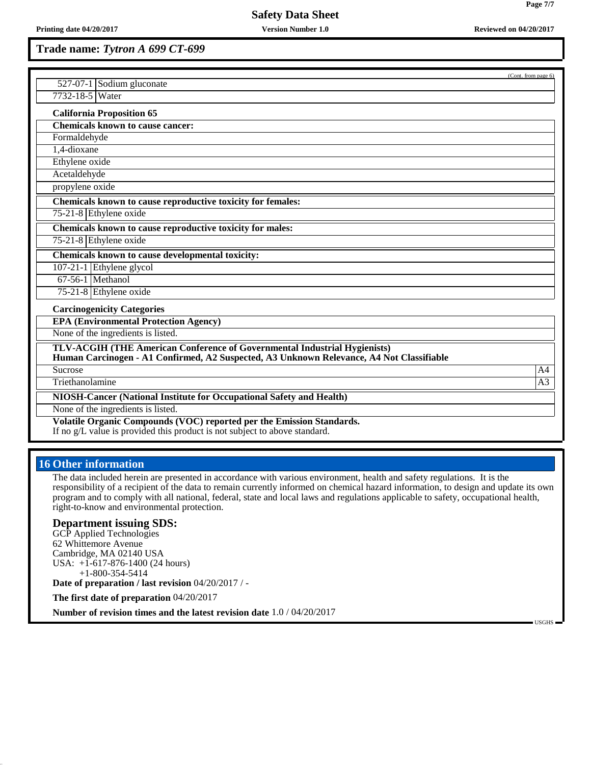Trade name: *Tytron A 699 CT-699*

(Cont. from page 6)

| | |
|---|---|
| 527-07-1 | Sodium gluconate |
| 7732-18-5 | Water |

**California Proposition 65**

| **Chemicals known to cause cancer:** |
|---|
| Formaldehyde |
| 1,4-dioxane |
| Ethylene oxide |
| Acetaldehyde |
| propylene oxide |

| **Chemicals known to cause reproductive toxicity for females:** | |
|---|---|
| 75-21-8 | Ethylene oxide |

| **Chemicals known to cause reproductive toxicity for males:** | |
|---|---|
| 75-21-8 | Ethylene oxide |

| **Chemicals known to cause developmental toxicity:** | |
|---|---|
| 107-21-1 | Ethylene glycol |
| 67-56-1 | Methanol |
| 75-21-8 | Ethylene oxide |

**Carcinogenicity Categories**

| **EPA (Environmental Protection Agency)** |
|---|
| None of the ingredients is listed. |

| **TLV-ACGIH (THE American Conference of Governmental Industrial Hygienists) Human Carcinogen - A1 Confirmed, A2 Suspected, A3 Unknown Relevance, A4 Not Classifiable** | |
|---|---|
| Sucrose | A4 |
| Triethanolamine | A3 |

| **NIOSH-Cancer (National Institute for Occupational Safety and Health)** |
|---|
| None of the ingredients is listed. |

**Volatile Organic Compounds (VOC) reported per the Emission Standards.**
If no g/L value is provided this product is not subject to above standard.

## 16 Other information

The data included herein are presented in accordance with various environment, health and safety regulations. It is the responsibility of a recipient of the data to remain currently informed on chemical hazard information, to design and update its own program and to comply with all national, federal, state and local laws and regulations applicable to safety, occupational health, right-to-know and environmental protection.

### Department issuing SDS:

GCP Applied Technologies
62 Whittemore Avenue
Cambridge, MA 02140 USA
USA: +1-617-876-1400 (24 hours)
+1-800-354-5414

**Date of preparation / last revision** 04/20/2017 / -

**The first date of preparation** 04/20/2017

**Number of revision times and the latest revision date** 1.0 / 04/20/2017